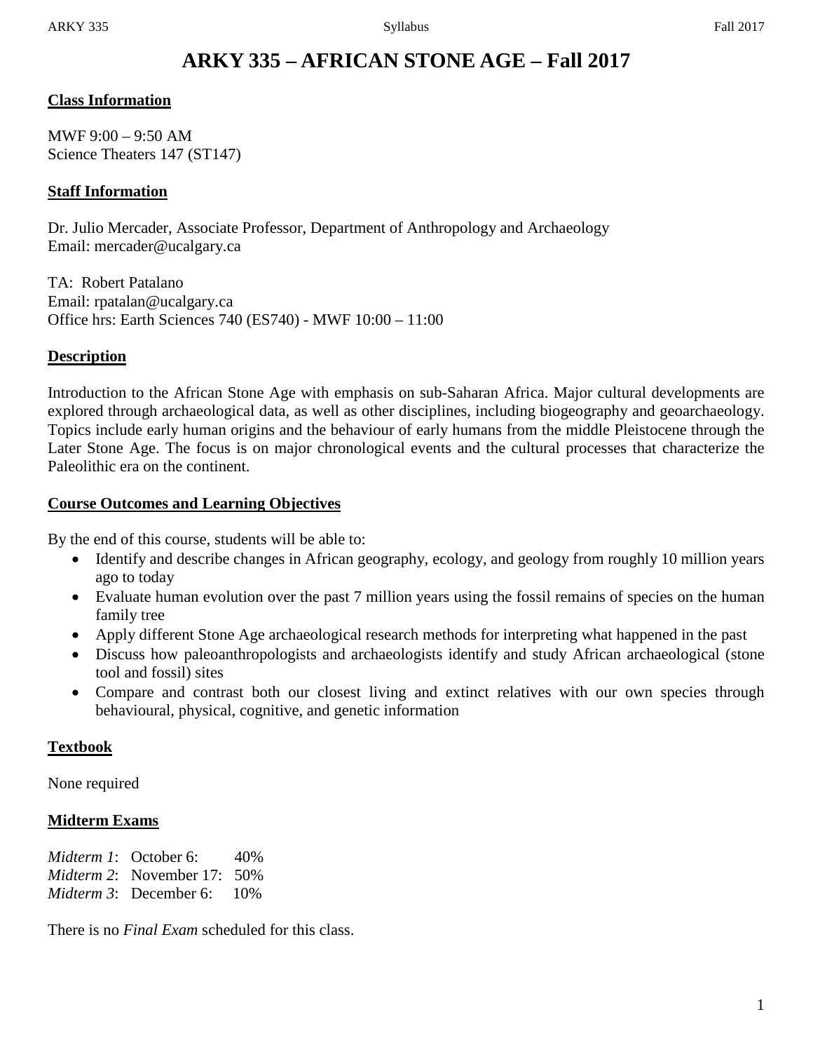# ARKY 335 – AFRICAN STONE AGE – Fall 2017

## Class Information

MWF 9:00 – 9:50 AM
Science Theaters 147 (ST147)

## Staff Information

Dr. Julio Mercader, Associate Professor, Department of Anthropology and Archaeology
Email: mercader@ucalgary.ca

TA: Robert Patalano
Email: rpatalan@ucalgary.ca
Office hrs: Earth Sciences 740 (ES740) - MWF 10:00 – 11:00

## Description

Introduction to the African Stone Age with emphasis on sub-Saharan Africa. Major cultural developments are explored through archaeological data, as well as other disciplines, including biogeography and geoarchaeology. Topics include early human origins and the behaviour of early humans from the middle Pleistocene through the Later Stone Age. The focus is on major chronological events and the cultural processes that characterize the Paleolithic era on the continent.

## Course Outcomes and Learning Objectives

By the end of this course, students will be able to:

- Identify and describe changes in African geography, ecology, and geology from roughly 10 million years ago to today
- Evaluate human evolution over the past 7 million years using the fossil remains of species on the human family tree
- Apply different Stone Age archaeological research methods for interpreting what happened in the past
- Discuss how paleoanthropologists and archaeologists identify and study African archaeological (stone tool and fossil) sites
- Compare and contrast both our closest living and extinct relatives with our own species through behavioural, physical, cognitive, and genetic information

## Textbook

None required

## Midterm Exams

*Midterm 1*: October 6: 40%
*Midterm 2*: November 17: 50%
*Midterm 3*: December 6: 10%

There is no *Final Exam* scheduled for this class.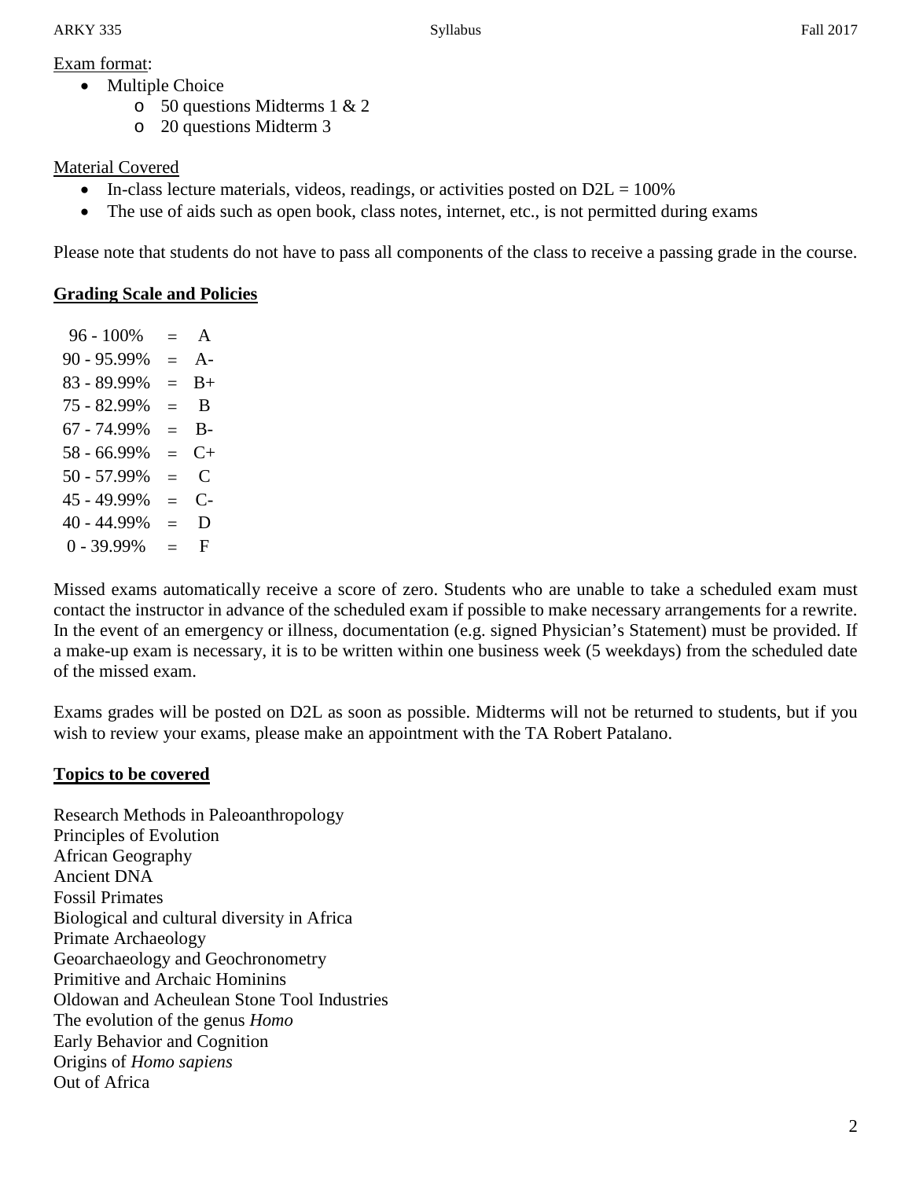<u>Exam format</u>:

- Multiple Choice
  - 50 questions Midterms 1 & 2
  - 20 questions Midterm 3

<u>Material Covered</u>

- In-class lecture materials, videos, readings, or activities posted on D2L = 100%
- The use of aids such as open book, class notes, internet, etc., is not permitted during exams

Please note that students do not have to pass all components of the class to receive a passing grade in the course.

## **Grading Scale and Policies**

| | | |
|---|---|---|
| 96 - 100% | = | A |
| 90 - 95.99% | = | A- |
| 83 - 89.99% | = | B+ |
| 75 - 82.99% | = | B |
| 67 - 74.99% | = | B- |
| 58 - 66.99% | = | C+ |
| 50 - 57.99% | = | C |
| 45 - 49.99% | = | C- |
| 40 - 44.99% | = | D |
| 0 - 39.99% | = | F |

Missed exams automatically receive a score of zero. Students who are unable to take a scheduled exam must contact the instructor in advance of the scheduled exam if possible to make necessary arrangements for a rewrite. In the event of an emergency or illness, documentation (e.g. signed Physician's Statement) must be provided. If a make-up exam is necessary, it is to be written within one business week (5 weekdays) from the scheduled date of the missed exam.

Exams grades will be posted on D2L as soon as possible. Midterms will not be returned to students, but if you wish to review your exams, please make an appointment with the TA Robert Patalano.

## **Topics to be covered**

Research Methods in Paleoanthropology
Principles of Evolution
African Geography
Ancient DNA
Fossil Primates
Biological and cultural diversity in Africa
Primate Archaeology
Geoarchaeology and Geochronometry
Primitive and Archaic Hominins
Oldowan and Acheulean Stone Tool Industries
The evolution of the genus *Homo*
Early Behavior and Cognition
Origins of *Homo sapiens*
Out of Africa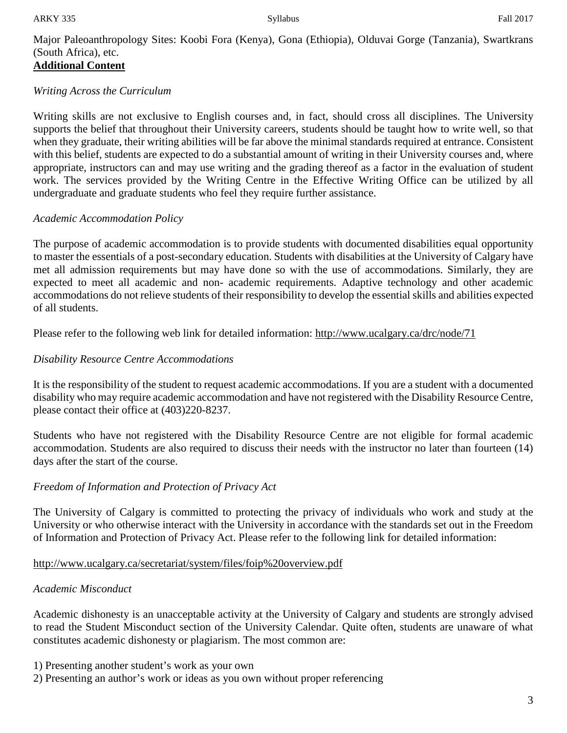Major Paleoanthropology Sites: Koobi Fora (Kenya), Gona (Ethiopia), Olduvai Gorge (Tanzania), Swartkrans (South Africa), etc.

## **Additional Content**

*Writing Across the Curriculum*

Writing skills are not exclusive to English courses and, in fact, should cross all disciplines. The University supports the belief that throughout their University careers, students should be taught how to write well, so that when they graduate, their writing abilities will be far above the minimal standards required at entrance. Consistent with this belief, students are expected to do a substantial amount of writing in their University courses and, where appropriate, instructors can and may use writing and the grading thereof as a factor in the evaluation of student work. The services provided by the Writing Centre in the Effective Writing Office can be utilized by all undergraduate and graduate students who feel they require further assistance.

*Academic Accommodation Policy*

The purpose of academic accommodation is to provide students with documented disabilities equal opportunity to master the essentials of a post-secondary education. Students with disabilities at the University of Calgary have met all admission requirements but may have done so with the use of accommodations. Similarly, they are expected to meet all academic and non- academic requirements. Adaptive technology and other academic accommodations do not relieve students of their responsibility to develop the essential skills and abilities expected of all students.

Please refer to the following web link for detailed information: http://www.ucalgary.ca/drc/node/71

*Disability Resource Centre Accommodations*

It is the responsibility of the student to request academic accommodations. If you are a student with a documented disability who may require academic accommodation and have not registered with the Disability Resource Centre, please contact their office at (403)220-8237.

Students who have not registered with the Disability Resource Centre are not eligible for formal academic accommodation. Students are also required to discuss their needs with the instructor no later than fourteen (14) days after the start of the course.

*Freedom of Information and Protection of Privacy Act*

The University of Calgary is committed to protecting the privacy of individuals who work and study at the University or who otherwise interact with the University in accordance with the standards set out in the Freedom of Information and Protection of Privacy Act. Please refer to the following link for detailed information:

http://www.ucalgary.ca/secretariat/system/files/foip%20overview.pdf

*Academic Misconduct*

Academic dishonesty is an unacceptable activity at the University of Calgary and students are strongly advised to read the Student Misconduct section of the University Calendar. Quite often, students are unaware of what constitutes academic dishonesty or plagiarism. The most common are:

1) Presenting another student's work as your own
2) Presenting an author's work or ideas as you own without proper referencing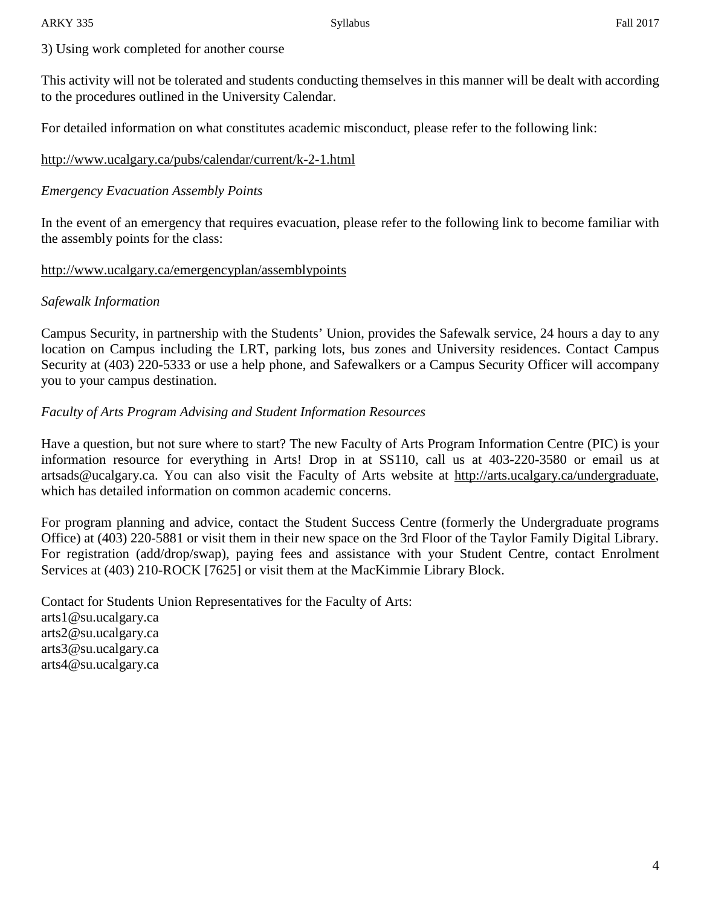3) Using work completed for another course

This activity will not be tolerated and students conducting themselves in this manner will be dealt with according to the procedures outlined in the University Calendar.

For detailed information on what constitutes academic misconduct, please refer to the following link:

http://www.ucalgary.ca/pubs/calendar/current/k-2-1.html

*Emergency Evacuation Assembly Points*

In the event of an emergency that requires evacuation, please refer to the following link to become familiar with the assembly points for the class:

http://www.ucalgary.ca/emergencyplan/assemblypoints

*Safewalk Information*

Campus Security, in partnership with the Students' Union, provides the Safewalk service, 24 hours a day to any location on Campus including the LRT, parking lots, bus zones and University residences. Contact Campus Security at (403) 220-5333 or use a help phone, and Safewalkers or a Campus Security Officer will accompany you to your campus destination.

*Faculty of Arts Program Advising and Student Information Resources*

Have a question, but not sure where to start? The new Faculty of Arts Program Information Centre (PIC) is your information resource for everything in Arts! Drop in at SS110, call us at 403-220-3580 or email us at artsads@ucalgary.ca. You can also visit the Faculty of Arts website at http://arts.ucalgary.ca/undergraduate, which has detailed information on common academic concerns.

For program planning and advice, contact the Student Success Centre (formerly the Undergraduate programs Office) at (403) 220-5881 or visit them in their new space on the 3rd Floor of the Taylor Family Digital Library. For registration (add/drop/swap), paying fees and assistance with your Student Centre, contact Enrolment Services at (403) 210-ROCK [7625] or visit them at the MacKimmie Library Block.

Contact for Students Union Representatives for the Faculty of Arts:
arts1@su.ucalgary.ca
arts2@su.ucalgary.ca
arts3@su.ucalgary.ca
arts4@su.ucalgary.ca